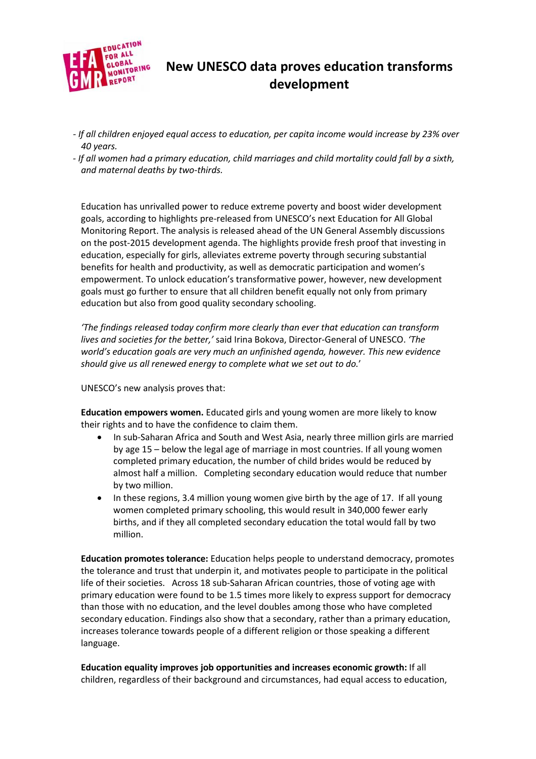# New UNESCO data proves education transforms development

- *If all children enjoyed equal access to education, per capita income would increase by 23% over 40 years.*
- *If all women had a primary education, child marriages and child mortality could fall by a sixth, and maternal deaths by two-thirds.*

Education has unrivalled power to reduce extreme poverty and boost wider development goals, according to highlights pre-released from UNESCO's next Education for All Global Monitoring Report. The analysis is released ahead of the UN General Assembly discussions on the post-2015 development agenda. The highlights provide fresh proof that investing in education, especially for girls, alleviates extreme poverty through securing substantial benefits for health and productivity, as well as democratic participation and women's empowerment. To unlock education's transformative power, however, new development goals must go further to ensure that all children benefit equally not only from primary education but also from good quality secondary schooling.

*'The findings released today confirm more clearly than ever that education can transform lives and societies for the better,'* said Irina Bokova, Director-General of UNESCO. *'The world's education goals are very much an unfinished agenda, however. This new evidence should give us all renewed energy to complete what we set out to do.'*

UNESCO's new analysis proves that:

**Education empowers women.** Educated girls and young women are more likely to know their rights and to have the confidence to claim them.

- In sub-Saharan Africa and South and West Asia, nearly three million girls are married by age 15 – below the legal age of marriage in most countries. If all young women completed primary education, the number of child brides would be reduced by almost half a million. Completing secondary education would reduce that number by two million.
- In these regions, 3.4 million young women give birth by the age of 17. If all young women completed primary schooling, this would result in 340,000 fewer early births, and if they all completed secondary education the total would fall by two million.

**Education promotes tolerance:** Education helps people to understand democracy, promotes the tolerance and trust that underpin it, and motivates people to participate in the political life of their societies. Across 18 sub-Saharan African countries, those of voting age with primary education were found to be 1.5 times more likely to express support for democracy than those with no education, and the level doubles among those who have completed secondary education. Findings also show that a secondary, rather than a primary education, increases tolerance towards people of a different religion or those speaking a different language.

**Education equality improves job opportunities and increases economic growth:** If all children, regardless of their background and circumstances, had equal access to education,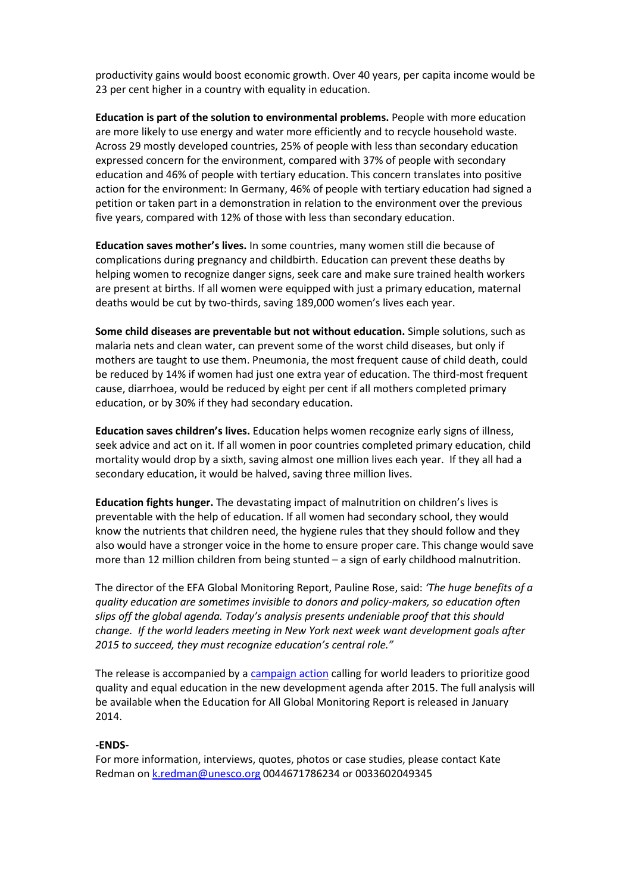productivity gains would boost economic growth. Over 40 years, per capita income would be 23 per cent higher in a country with equality in education.

**Education is part of the solution to environmental problems.** People with more education are more likely to use energy and water more efficiently and to recycle household waste. Across 29 mostly developed countries, 25% of people with less than secondary education expressed concern for the environment, compared with 37% of people with secondary education and 46% of people with tertiary education. This concern translates into positive action for the environment: In Germany, 46% of people with tertiary education had signed a petition or taken part in a demonstration in relation to the environment over the previous five years, compared with 12% of those with less than secondary education.

**Education saves mother's lives.** In some countries, many women still die because of complications during pregnancy and childbirth. Education can prevent these deaths by helping women to recognize danger signs, seek care and make sure trained health workers are present at births. If all women were equipped with just a primary education, maternal deaths would be cut by two-thirds, saving 189,000 women's lives each year.

**Some child diseases are preventable but not without education.** Simple solutions, such as malaria nets and clean water, can prevent some of the worst child diseases, but only if mothers are taught to use them. Pneumonia, the most frequent cause of child death, could be reduced by 14% if women had just one extra year of education. The third-most frequent cause, diarrhoea, would be reduced by eight per cent if all mothers completed primary education, or by 30% if they had secondary education.

**Education saves children's lives.** Education helps women recognize early signs of illness, seek advice and act on it. If all women in poor countries completed primary education, child mortality would drop by a sixth, saving almost one million lives each year. If they all had a secondary education, it would be halved, saving three million lives.

**Education fights hunger.** The devastating impact of malnutrition on children's lives is preventable with the help of education. If all women had secondary school, they would know the nutrients that children need, the hygiene rules that they should follow and they also would have a stronger voice in the home to ensure proper care. This change would save more than 12 million children from being stunted – a sign of early childhood malnutrition.

The director of the EFA Global Monitoring Report, Pauline Rose, said: *'The huge benefits of a quality education are sometimes invisible to donors and policy-makers, so education often slips off the global agenda. Today's analysis presents undeniable proof that this should change. If the world leaders meeting in New York next week want development goals after 2015 to succeed, they must recognize education's central role."*

The release is accompanied by a campaign action calling for world leaders to prioritize good quality and equal education in the new development agenda after 2015. The full analysis will be available when the Education for All Global Monitoring Report is released in January 2014.

**-ENDS-**

For more information, interviews, quotes, photos or case studies, please contact Kate Redman on k.redman@unesco.org 0044671786234 or 0033602049345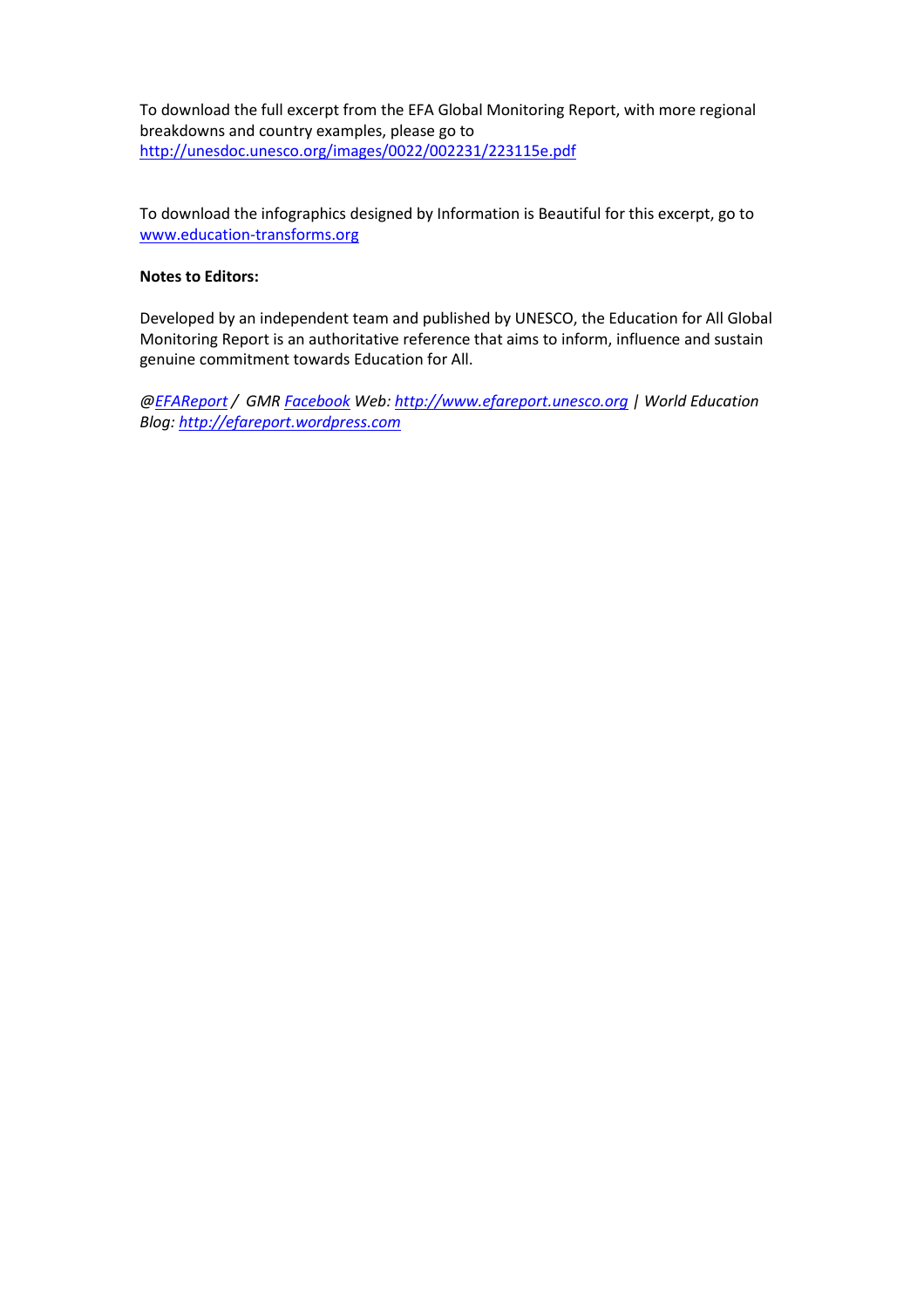To download the full excerpt from the EFA Global Monitoring Report, with more regional breakdowns and country examples, please go to http://unesdoc.unesco.org/images/0022/002231/223115e.pdf

To download the infographics designed by Information is Beautiful for this excerpt, go to www.education-transforms.org

**Notes to Editors:**

Developed by an independent team and published by UNESCO, the Education for All Global Monitoring Report is an authoritative reference that aims to inform, influence and sustain genuine commitment towards Education for All.

*@EFAReport / GMR Facebook Web: http://www.efareport.unesco.org | World Education Blog: http://efareport.wordpress.com*